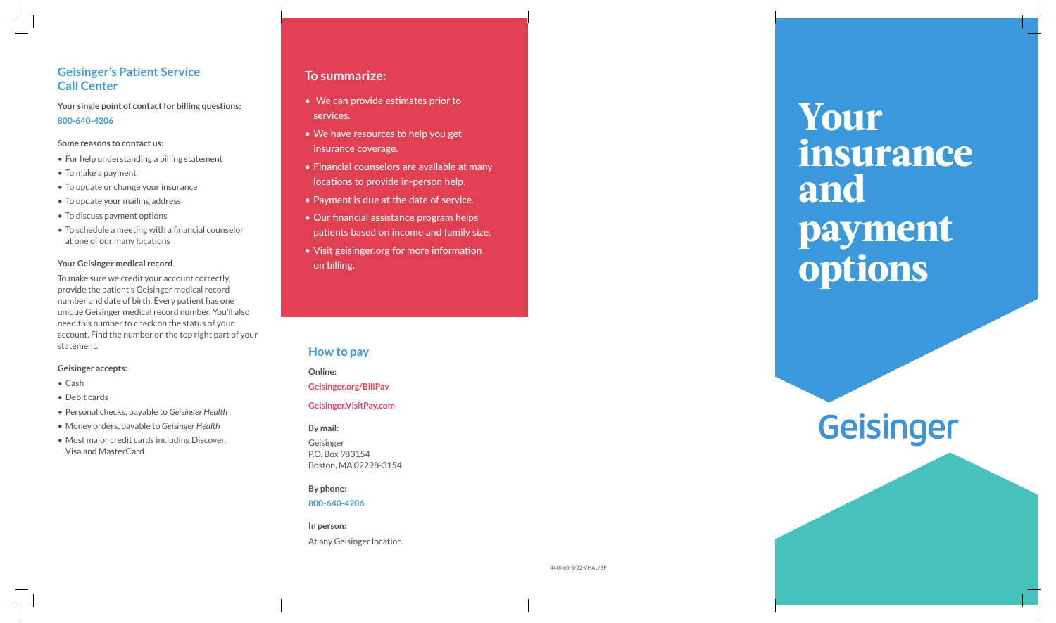## Geisinger's Patient Service Call Center

**Your single point of contact for billing questions:**

800-640-4206

**Some reasons to contact us:**

- For help understanding a billing statement
- To make a payment
- To update or change your insurance
- To update your mailing address
- To discuss payment options
- To schedule a meeting with a financial counselor at one of our many locations

**Your Geisinger medical record**

To make sure we credit your account correctly, provide the patient's Geisinger medical record number and date of birth. Every patient has one unique Geisinger medical record number. You'll also need this number to check on the status of your account. Find the number on the top right part of your statement.

**Geisinger accepts:**

- Cash
- Debit cards
- Personal checks, payable to *Geisinger Health*
- Money orders, payable to *Geisinger Health*
- Most major credit cards including Discover, Visa and MasterCard

## To summarize:

- We can provide estimates prior to services.
- We have resources to help you get insurance coverage.
- Financial counselors are available at many locations to provide in-person help.
- Payment is due at the date of service.
- Our financial assistance program helps patients based on income and family size.
- Visit geisinger.org for more information on billing.

## How to pay

**Online:**

Geisinger.org/BillPay

Geisinger.VisitPay.com

**By mail:**

Geisinger
P.O. Box 983154
Boston, MA 02298-3154

**By phone:**

800-640-4206

**In person:**

At any Geisinger location

440460-5/22-VHAL/BF

# Your insurance and payment options

Geisinger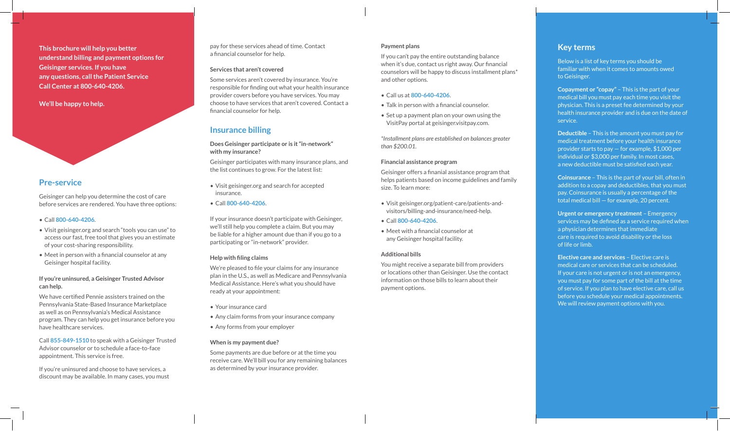**This brochure will help you better understand billing and payment options for Geisinger services. If you have any questions, call the Patient Service Call Center at 800-640-4206.**

**We'll be happy to help.**

## Pre-service

Geisinger can help you determine the cost of care before services are rendered. You have three options:

- Call 800-640-4206.
- Visit geisinger.org and search "tools you can use" to access our fast, free tool that gives you an estimate of your cost-sharing responsibility.
- Meet in person with a financial counselor at any Geisinger hospital facility.

**If you're uninsured, a Geisinger Trusted Advisor can help.**

We have certified Pennie assisters trained on the Pennsylvania State-Based Insurance Marketplace as well as on Pennsylvania's Medical Assistance program. They can help you get insurance before you have healthcare services.

Call 855-849-1510 to speak with a Geisinger Trusted Advisor counselor or to schedule a face-to-face appointment. This service is free.

If you're uninsured and choose to have services, a discount may be available. In many cases, you must pay for these services ahead of time. Contact a financial counselor for help.

**Services that aren't covered**

Some services aren't covered by insurance. You're responsible for finding out what your health insurance provider covers before you have services. You may choose to have services that aren't covered. Contact a financial counselor for help.

## Insurance billing

**Does Geisinger participate or is it "in-network" with my insurance?**

Geisinger participates with many insurance plans, and the list continues to grow. For the latest list:

- Visit geisinger.org and search for accepted insurance.
- Call 800-640-4206.

If your insurance doesn't participate with Geisinger, we'll still help you complete a claim. But you may be liable for a higher amount due than if you go to a participating or "in-network" provider.

**Help with filing claims**

We're pleased to file your claims for any insurance plan in the U.S., as well as Medicare and Pennsylvania Medical Assistance. Here's what you should have ready at your appointment:

- Your insurance card
- Any claim forms from your insurance company
- Any forms from your employer

**When is my payment due?**

Some payments are due before or at the time you receive care. We'll bill you for any remaining balances as determined by your insurance provider.

**Payment plans**

If you can't pay the entire outstanding balance when it's due, contact us right away. Our financial counselors will be happy to discuss installment plans* and other options.

- Call us at 800-640-4206.
- Talk in person with a financial counselor.
- Set up a payment plan on your own using the VisitPay portal at geisinger.visitpay.com.

*\*Installment plans are established on balances greater than $200.01.*

**Financial assistance program**

Geisinger offers a finanial assistance program that helps patients based on income guidelines and family size. To learn more:

- Visit geisinger.org/patient-care/patients-and-visitors/billing-and-insurance/need-help.
- Call 800-640-4206.
- Meet with a financial counselor at any Geisinger hospital facility.

**Additional bills**

You might receive a separate bill from providers or locations other than Geisinger. Use the contact information on those bills to learn about their payment options.

## Key terms

Below is a list of key terms you should be familiar with when it comes to amounts owed to Geisinger.

**Copayment or "copay"** – This is the part of your medical bill you must pay each time you visit the physician. This is a preset fee determined by your health insurance provider and is due on the date of service.

**Deductible** – This is the amount you must pay for medical treatment before your health insurance provider starts to pay — for example, $1,000 per individual or $3,000 per family. In most cases, a new deductible must be satisfied each year.

**Coinsurance** – This is the part of your bill, often in addition to a copay and deductibles, that you must pay. Coinsurance is usually a percentage of the total medical bill — for example, 20 percent.

**Urgent or emergency treatment** – Emergency services may be defined as a service required when a physician determines that immediate care is required to avoid disability or the loss of life or limb.

**Elective care and services** – Elective care is medical care or services that can be scheduled. If your care is not urgent or is not an emergency, you must pay for some part of the bill at the time of service. If you plan to have elective care, call us before you schedule your medical appointments. We will review payment options with you.